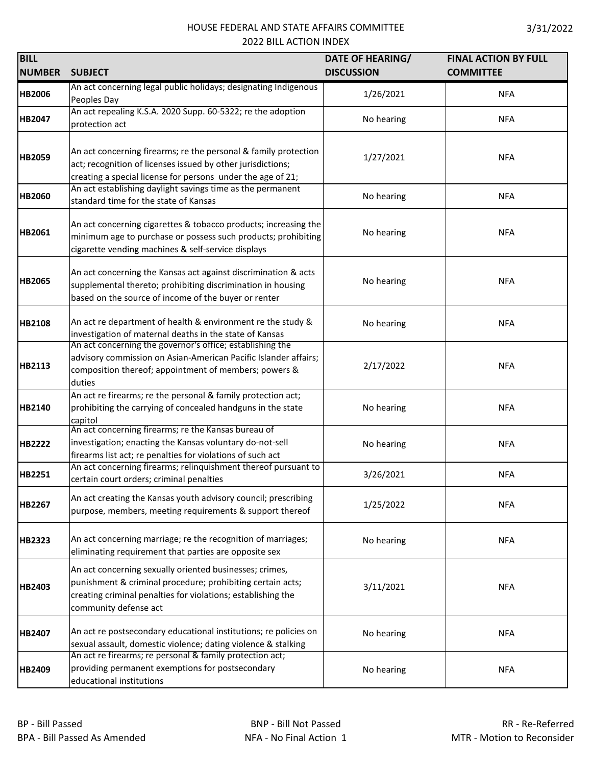HOUSE FEDERAL AND STATE AFFAIRS COMMITTEE

2022 BILL ACTION INDEX

3/31/2022

| BILL NUMBER | SUBJECT | DATE OF HEARING/ DISCUSSION | FINAL ACTION BY FULL COMMITTEE |
|---|---|---|---|
| HB2006 | An act concerning legal public holidays; designating Indigenous Peoples Day | 1/26/2021 | NFA |
| HB2047 | An act repealing K.S.A. 2020 Supp. 60-5322; re the adoption protection act | No hearing | NFA |
| HB2059 | An act concerning firearms; re the personal & family protection act; recognition of licenses issued by other jurisdictions; creating a special license for persons under the age of 21; | 1/27/2021 | NFA |
| HB2060 | An act establishing daylight savings time as the permanent standard time for the state of Kansas | No hearing | NFA |
| HB2061 | An act concerning cigarettes & tobacco products; increasing the minimum age to purchase or possess such products; prohibiting cigarette vending machines & self-service displays | No hearing | NFA |
| HB2065 | An act concerning the Kansas act against discrimination & acts supplemental thereto; prohibiting discrimination in housing based on the source of income of the buyer or renter | No hearing | NFA |
| HB2108 | An act re department of health & environment re the study & investigation of maternal deaths in the state of Kansas | No hearing | NFA |
| HB2113 | An act concerning the governor's office; establishing the advisory commission on Asian-American Pacific Islander affairs; composition thereof; appointment of members; powers & duties | 2/17/2022 | NFA |
| HB2140 | An act re firearms; re the personal & family protection act; prohibiting the carrying of concealed handguns in the state capitol | No hearing | NFA |
| HB2222 | An act concerning firearms; re the Kansas bureau of investigation; enacting the Kansas voluntary do-not-sell firearms list act; re penalties for violations of such act | No hearing | NFA |
| HB2251 | An act concerning firearms; relinquishment thereof pursuant to certain court orders; criminal penalties | 3/26/2021 | NFA |
| HB2267 | An act creating the Kansas youth advisory council; prescribing purpose, members, meeting requirements & support thereof | 1/25/2022 | NFA |
| HB2323 | An act concerning marriage; re the recognition of marriages; eliminating requirement that parties are opposite sex | No hearing | NFA |
| HB2403 | An act concerning sexually oriented businesses; crimes, punishment & criminal procedure; prohibiting certain acts; creating criminal penalties for violations; establishing the community defense act | 3/11/2021 | NFA |
| HB2407 | An act re postsecondary educational institutions; re policies on sexual assault, domestic violence; dating violence & stalking | No hearing | NFA |
| HB2409 | An act re firearms; re personal & family protection act; providing permanent exemptions for postsecondary educational institutions | No hearing | NFA |

BP - Bill Passed
BPA - Bill Passed As Amended
BNP - Bill Not Passed
NFA - No Final Action
RR - Re-Referred
MTR - Motion to Reconsider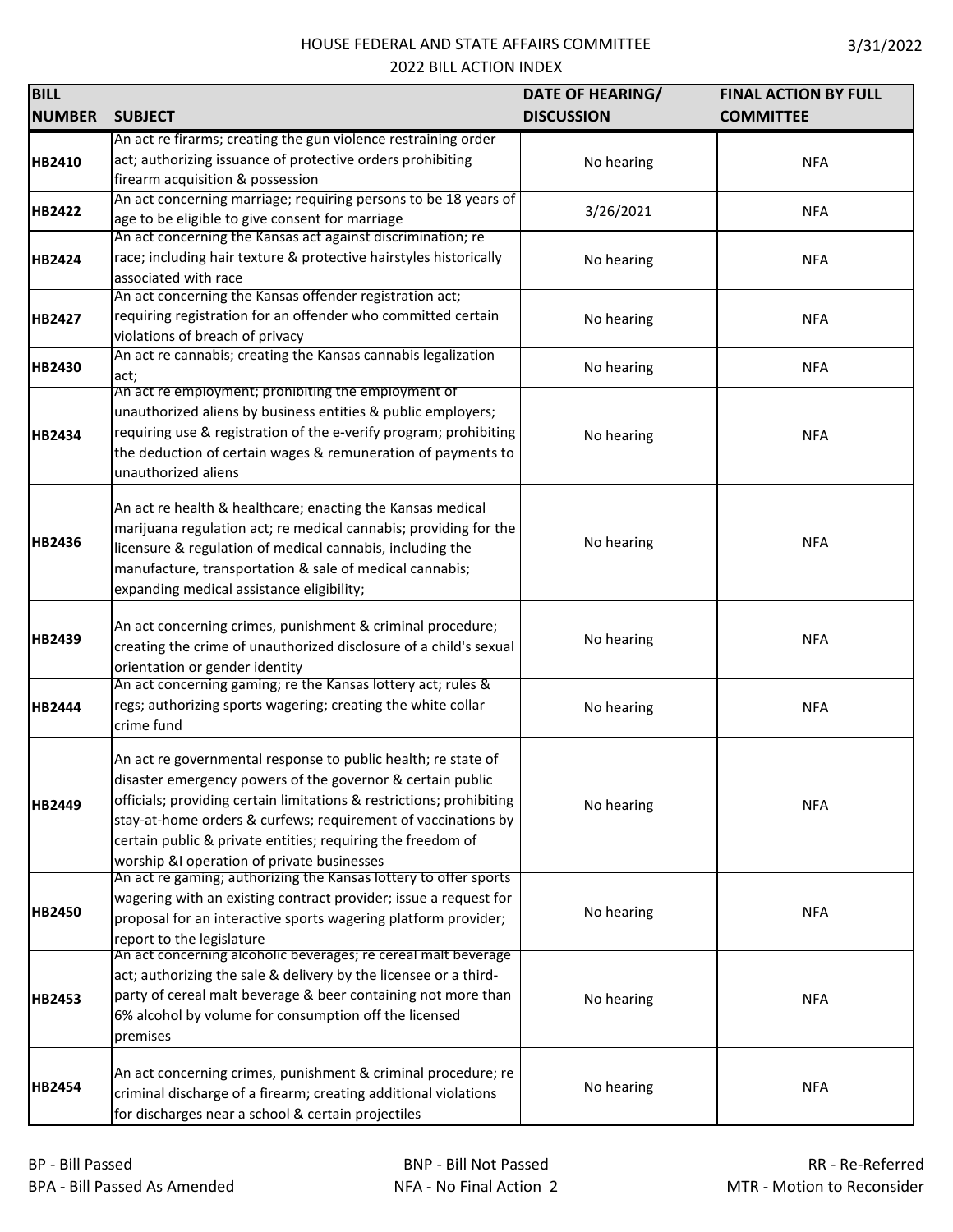HOUSE FEDERAL AND STATE AFFAIRS COMMITTEE
2022 BILL ACTION INDEX

3/31/2022

| BILL NUMBER | SUBJECT | DATE OF HEARING/ DISCUSSION | FINAL ACTION BY FULL COMMITTEE |
| --- | --- | --- | --- |
| HB2410 | An act re firarms; creating the gun violence restraining order act; authorizing issuance of protective orders prohibiting firearm acquisition & possession | No hearing | NFA |
| HB2422 | An act concerning marriage; requiring persons to be 18 years of age to be eligible to give consent for marriage | 3/26/2021 | NFA |
| HB2424 | An act concerning the Kansas act against discrimination; re race; including hair texture & protective hairstyles historically associated with race | No hearing | NFA |
| HB2427 | An act concerning the Kansas offender registration act; requiring registration for an offender who committed certain violations of breach of privacy | No hearing | NFA |
| HB2430 | An act re cannabis; creating the Kansas cannabis legalization act; | No hearing | NFA |
| HB2434 | An act re employment; prohibiting the employment of unauthorized aliens by business entities & public employers; requiring use & registration of the e-verify program; prohibiting the deduction of certain wages & remuneration of payments to unauthorized aliens | No hearing | NFA |
| HB2436 | An act re health & healthcare; enacting the Kansas medical marijuana regulation act; re medical cannabis; providing for the licensure & regulation of medical cannabis, including the manufacture, transportation & sale of medical cannabis; expanding medical assistance eligibility; | No hearing | NFA |
| HB2439 | An act concerning crimes, punishment & criminal procedure; creating the crime of unauthorized disclosure of a child's sexual orientation or gender identity | No hearing | NFA |
| HB2444 | An act concerning gaming; re the Kansas lottery act; rules & regs; authorizing sports wagering; creating the white collar crime fund | No hearing | NFA |
| HB2449 | An act re governmental response to public health; re state of disaster emergency powers of the governor & certain public officials; providing certain limitations & restrictions; prohibiting stay-at-home orders & curfews; requirement of vaccinations by certain public & private entities; requiring the freedom of worship &I operation of private businesses | No hearing | NFA |
| HB2450 | An act re gaming; authorizing the Kansas lottery to offer sports wagering with an existing contract provider; issue a request for proposal for an interactive sports wagering platform provider; report to the legislature | No hearing | NFA |
| HB2453 | An act concerning alcoholic beverages; re cereal malt beverage act; authorizing the sale & delivery by the licensee or a third-party of cereal malt beverage & beer containing not more than 6% alcohol by volume for consumption off the licensed premises | No hearing | NFA |
| HB2454 | An act concerning crimes, punishment & criminal procedure; re criminal discharge of a firearm; creating additional violations for discharges near a school & certain projectiles | No hearing | NFA |

BP - Bill Passed
BPA - Bill Passed As Amended
BNP - Bill Not Passed
NFA - No Final Action
RR - Re-Referred
MTR - Motion to Reconsider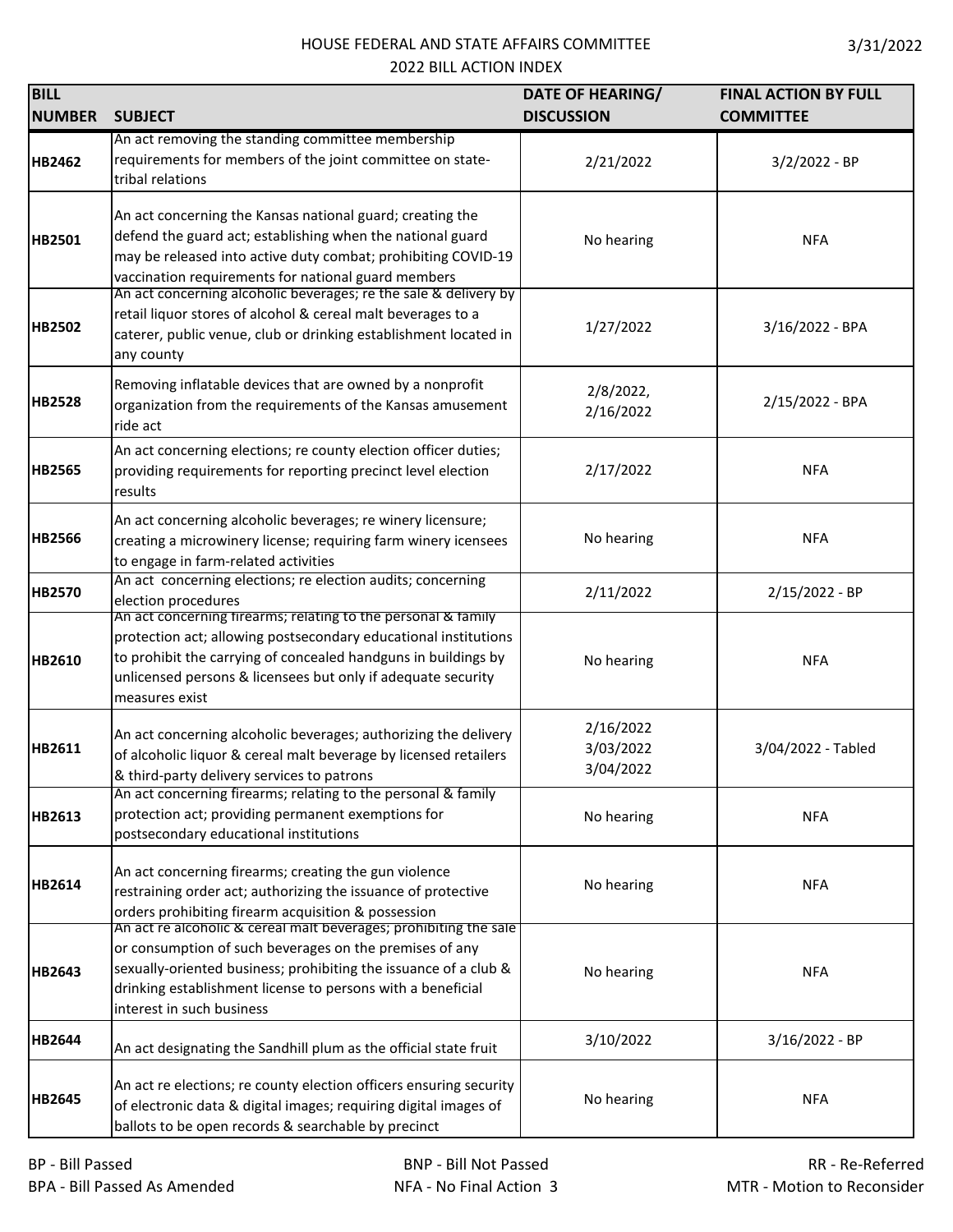HOUSE FEDERAL AND STATE AFFAIRS COMMITTEE
2022 BILL ACTION INDEX

3/31/2022

| BILL NUMBER | SUBJECT | DATE OF HEARING/ DISCUSSION | FINAL ACTION BY FULL COMMITTEE |
|---|---|---|---|
| HB2462 | An act removing the standing committee membership requirements for members of the joint committee on state-tribal relations | 2/21/2022 | 3/2/2022 - BP |
| HB2501 | An act concerning the Kansas national guard; creating the defend the guard act; establishing when the national guard may be released into active duty combat; prohibiting COVID-19 vaccination requirements for national guard members | No hearing | NFA |
| HB2502 | An act concerning alcoholic beverages; re the sale & delivery by retail liquor stores of alcohol & cereal malt beverages to a caterer, public venue, club or drinking establishment located in any county | 1/27/2022 | 3/16/2022 - BPA |
| HB2528 | Removing inflatable devices that are owned by a nonprofit organization from the requirements of the Kansas amusement ride act | 2/8/2022, 2/16/2022 | 2/15/2022 - BPA |
| HB2565 | An act concerning elections; re county election officer duties; providing requirements for reporting precinct level election results | 2/17/2022 | NFA |
| HB2566 | An act concerning alcoholic beverages; re winery licensure; creating a microwinery license; requiring farm winery icensees to engage in farm-related activities | No hearing | NFA |
| HB2570 | An act concerning elections; re election audits; concerning election procedures | 2/11/2022 | 2/15/2022 - BP |
| HB2610 | An act concerning firearms; relating to the personal & family protection act; allowing postsecondary educational institutions to prohibit the carrying of concealed handguns in buildings by unlicensed persons & licensees but only if adequate security measures exist | No hearing | NFA |
| HB2611 | An act concerning alcoholic beverages; authorizing the delivery of alcoholic liquor & cereal malt beverage by licensed retailers & third-party delivery services to patrons | 2/16/2022 3/03/2022 3/04/2022 | 3/04/2022 - Tabled |
| HB2613 | An act concerning firearms; relating to the personal & family protection act; providing permanent exemptions for postsecondary educational institutions | No hearing | NFA |
| HB2614 | An act concerning firearms; creating the gun violence restraining order act; authorizing the issuance of protective orders prohibiting firearm acquisition & possession | No hearing | NFA |
| HB2643 | An act re alcoholic & cereal malt beverages; prohibiting the sale or consumption of such beverages on the premises of any sexually-oriented business; prohibiting the issuance of a club & drinking establishment license to persons with a beneficial interest in such business | No hearing | NFA |
| HB2644 | An act designating the Sandhill plum as the official state fruit | 3/10/2022 | 3/16/2022 - BP |
| HB2645 | An act re elections; re county election officers ensuring security of electronic data & digital images; requiring digital images of ballots to be open records & searchable by precinct | No hearing | NFA |

BP - Bill Passed
BPA - Bill Passed As Amended
BNP - Bill Not Passed
NFA - No Final Action
RR - Re-Referred
MTR - Motion to Reconsider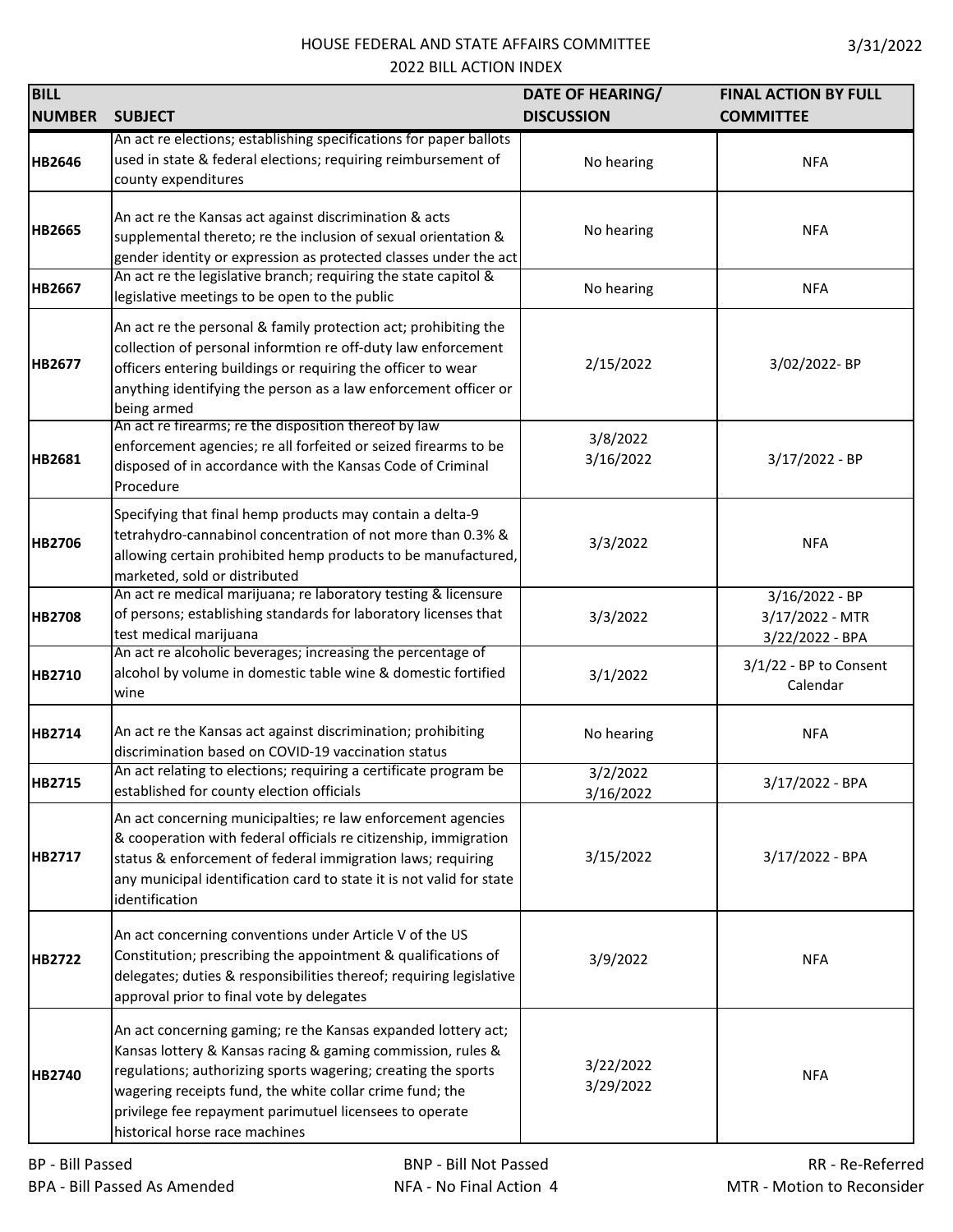HOUSE FEDERAL AND STATE AFFAIRS COMMITTEE
2022 BILL ACTION INDEX

3/31/2022

| BILL NUMBER | SUBJECT | DATE OF HEARING/ DISCUSSION | FINAL ACTION BY FULL COMMITTEE |
|---|---|---|---|
| **HB2646** | An act re elections; establishing specifications for paper ballots used in state & federal elections; requiring reimbursement of county expenditures | No hearing | NFA |
| **HB2665** | An act re the Kansas act against discrimination & acts supplemental thereto; re the inclusion of sexual orientation & gender identity or expression as protected classes under the act | No hearing | NFA |
| **HB2667** | An act re the legislative branch; requiring the state capitol & legislative meetings to be open to the public | No hearing | NFA |
| **HB2677** | An act re the personal & family protection act; prohibiting the collection of personal informtion re off-duty law enforcement officers entering buildings or requiring the officer to wear anything identifying the person as a law enforcement officer or being armed | 2/15/2022 | 3/02/2022- BP |
| **HB2681** | An act re firearms; re the disposition thereof by law enforcement agencies; re all forfeited or seized firearms to be disposed of in accordance with the Kansas Code of Criminal Procedure | 3/8/2022<br>3/16/2022 | 3/17/2022 - BP |
| **HB2706** | Specifying that final hemp products may contain a delta-9 tetrahydro-cannabinol concentration of not more than 0.3% & allowing certain prohibited hemp products to be manufactured, marketed, sold or distributed | 3/3/2022 | NFA |
| **HB2708** | An act re medical marijuana; re laboratory testing & licensure of persons; establishing standards for laboratory licenses that test medical marijuana | 3/3/2022 | 3/16/2022 - BP<br>3/17/2022 - MTR<br>3/22/2022 - BPA |
| **HB2710** | An act re alcoholic beverages; increasing the percentage of alcohol by volume in domestic table wine & domestic fortified wine | 3/1/2022 | 3/1/22 - BP to Consent Calendar |
| **HB2714** | An act re the Kansas act against discrimination; prohibiting discrimination based on COVID-19 vaccination status | No hearing | NFA |
| **HB2715** | An act relating to elections; requiring a certificate program be established for county election officials | 3/2/2022<br>3/16/2022 | 3/17/2022 - BPA |
| **HB2717** | An act concerning municipalties; re law enforcement agencies & cooperation with federal officials re citizenship, immigration status & enforcement of federal immigration laws; requiring any municipal identification card to state it is not valid for state identification | 3/15/2022 | 3/17/2022 - BPA |
| **HB2722** | An act concerning conventions under Article V of the US Constitution; prescribing the appointment & qualifications of delegates; duties & responsibilities thereof; requiring legislative approval prior to final vote by delegates | 3/9/2022 | NFA |
| **HB2740** | An act concerning gaming; re the Kansas expanded lottery act; Kansas lottery & Kansas racing & gaming commission, rules & regulations; authorizing sports wagering; creating the sports wagering receipts fund, the white collar crime fund; the privilege fee repayment parimutuel licensees to operate historical horse race machines | 3/22/2022<br>3/29/2022 | NFA |

BP - Bill Passed
BPA - Bill Passed As Amended
BNP - Bill Not Passed
NFA - No Final Action
RR - Re-Referred
MTR - Motion to Reconsider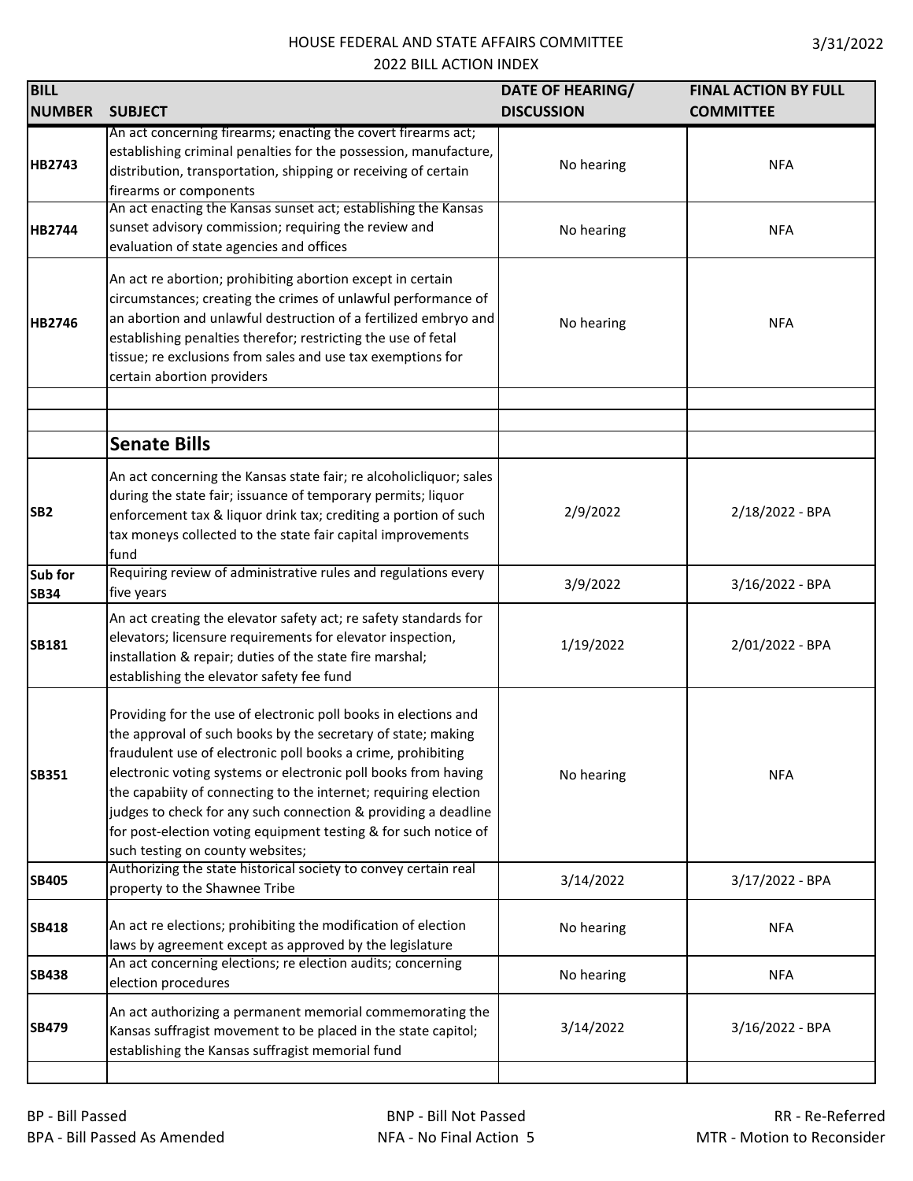HOUSE FEDERAL AND STATE AFFAIRS COMMITTEE
2022 BILL ACTION INDEX

3/31/2022

| BILL NUMBER | SUBJECT | DATE OF HEARING/ DISCUSSION | FINAL ACTION BY FULL COMMITTEE |
|---|---|---|---|
| HB2743 | An act concerning firearms; enacting the covert firearms act; establishing criminal penalties for the possession, manufacture, distribution, transportation, shipping or receiving of certain firearms or components | No hearing | NFA |
| HB2744 | An act enacting the Kansas sunset act; establishing the Kansas sunset advisory commission; requiring the review and evaluation of state agencies and offices | No hearing | NFA |
| HB2746 | An act re abortion; prohibiting abortion except in certain circumstances; creating the crimes of unlawful performance of an abortion and unlawful destruction of a fertilized embryo and establishing penalties therefor; restricting the use of fetal tissue; re exclusions from sales and use tax exemptions for certain abortion providers | No hearing | NFA |
| | | | |
| | | | |
| | **Senate Bills** | | |
| SB2 | An act concerning the Kansas state fair; re alcoholicliquor; sales during the state fair; issuance of temporary permits; liquor enforcement tax & liquor drink tax; crediting a portion of such tax moneys collected to the state fair capital improvements fund | 2/9/2022 | 2/18/2022 - BPA |
| Sub for SB34 | Requiring review of administrative rules and regulations every five years | 3/9/2022 | 3/16/2022 - BPA |
| SB181 | An act creating the elevator safety act; re safety standards for elevators; licensure requirements for elevator inspection, installation & repair; duties of the state fire marshal; establishing the elevator safety fee fund | 1/19/2022 | 2/01/2022 - BPA |
| SB351 | Providing for the use of electronic poll books in elections and the approval of such books by the secretary of state; making fraudulent use of electronic poll books a crime, prohibiting electronic voting systems or electronic poll books from having the capabiity of connecting to the internet; requiring election judges to check for any such connection & providing a deadline for post-election voting equipment testing & for such notice of such testing on county websites; | No hearing | NFA |
| SB405 | Authorizing the state historical society to convey certain real property to the Shawnee Tribe | 3/14/2022 | 3/17/2022 - BPA |
| SB418 | An act re elections; prohibiting the modification of election laws by agreement except as approved by the legislature | No hearing | NFA |
| SB438 | An act concerning elections; re election audits; concerning election procedures | No hearing | NFA |
| SB479 | An act authorizing a permanent memorial commemorating the Kansas suffragist movement to be placed in the state capitol; establishing the Kansas suffragist memorial fund | 3/14/2022 | 3/16/2022 - BPA |
| | | | |

BP - Bill Passed
BPA - Bill Passed As Amended
BNP - Bill Not Passed
NFA - No Final Action
RR - Re-Referred
MTR - Motion to Reconsider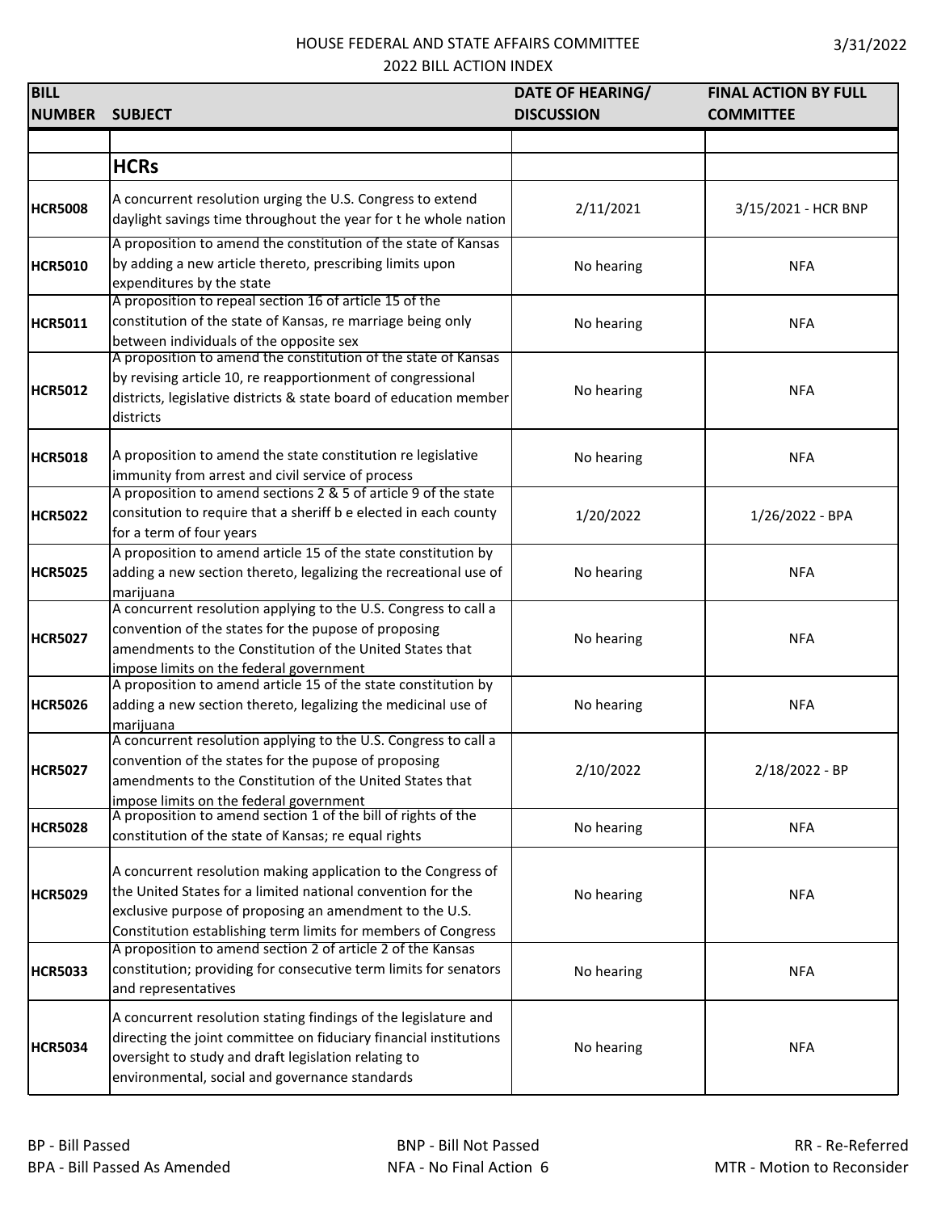HOUSE FEDERAL AND STATE AFFAIRS COMMITTEE
2022 BILL ACTION INDEX

| BILL NUMBER | SUBJECT | DATE OF HEARING/ DISCUSSION | FINAL ACTION BY FULL COMMITTEE |
|---|---|---|---|
| | | | |
| | **HCRs** | | |
| **HCR5008** | A concurrent resolution urging the U.S. Congress to extend daylight savings time throughout the year for t he whole nation | 2/11/2021 | 3/15/2021 - HCR BNP |
| **HCR5010** | A proposition to amend the constitution of the state of Kansas by adding a new article thereto, prescribing limits upon expenditures by the state | No hearing | NFA |
| **HCR5011** | A proposition to repeal section 16 of article 15 of the constitution of the state of Kansas, re marriage being only between individuals of the opposite sex | No hearing | NFA |
| **HCR5012** | A proposition to amend the constitution of the state of Kansas by revising article 10, re reapportionment of congressional districts, legislative districts & state board of education member districts | No hearing | NFA |
| **HCR5018** | A proposition to amend the state constitution re legislative immunity from arrest and civil service of process | No hearing | NFA |
| **HCR5022** | A proposition to amend sections 2 & 5 of article 9 of the state consitution to require that a sheriff b e elected in each county for a term of four years | 1/20/2022 | 1/26/2022 - BPA |
| **HCR5025** | A proposition to amend article 15 of the state constitution by adding a new section thereto, legalizing the recreational use of marijuana | No hearing | NFA |
| **HCR5027** | A concurrent resolution applying to the U.S. Congress to call a convention of the states for the pupose of proposing amendments to the Constitution of the United States that impose limits on the federal government | No hearing | NFA |
| **HCR5026** | A proposition to amend article 15 of the state constitution by adding a new section thereto, legalizing the medicinal use of marijuana | No hearing | NFA |
| **HCR5027** | A concurrent resolution applying to the U.S. Congress to call a convention of the states for the pupose of proposing amendments to the Constitution of the United States that impose limits on the federal government | 2/10/2022 | 2/18/2022 - BP |
| **HCR5028** | A proposition to amend section 1 of the bill of rights of the constitution of the state of Kansas; re equal rights | No hearing | NFA |
| **HCR5029** | A concurrent resolution making application to the Congress of the United States for a limited national convention for the exclusive purpose of proposing an amendment to the U.S. Constitution establishing term limits for members of Congress | No hearing | NFA |
| **HCR5033** | A proposition to amend section 2 of article 2 of the Kansas constitution; providing for consecutive term limits for senators and representatives | No hearing | NFA |
| **HCR5034** | A concurrent resolution stating findings of the legislature and directing the joint committee on fiduciary financial institutions oversight to study and draft legislation relating to environmental, social and governance standards | No hearing | NFA |

BP - Bill Passed
BPA - Bill Passed As Amended
BNP - Bill Not Passed
NFA - No Final Action
RR - Re-Referred
MTR - Motion to Reconsider